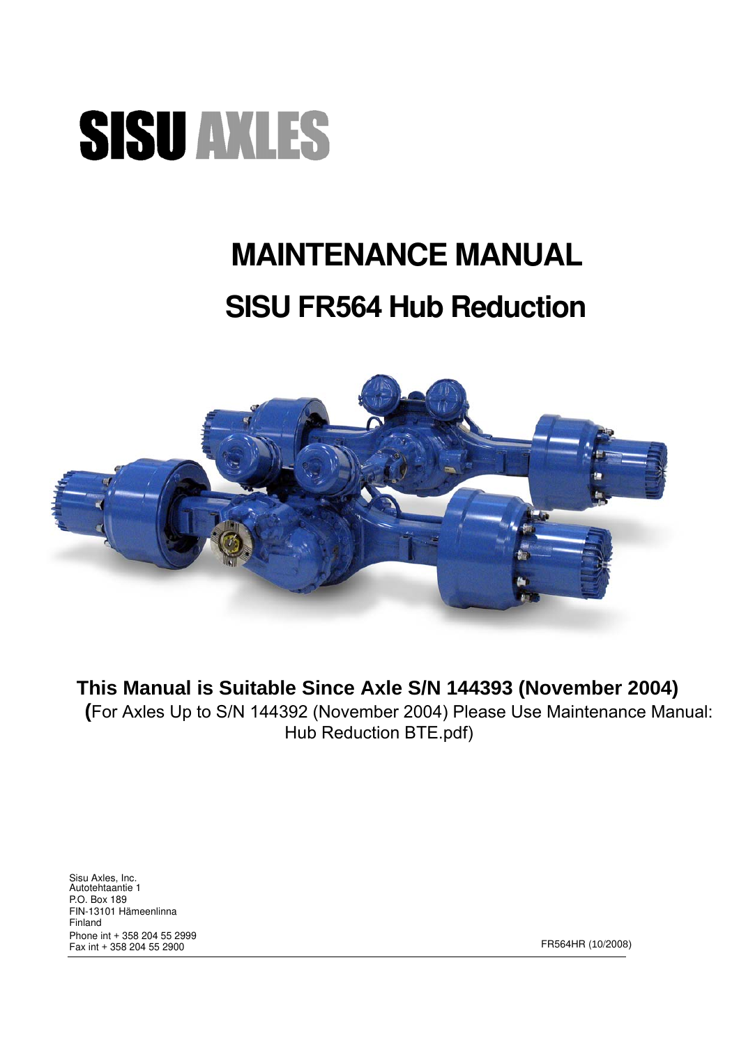SISU AXLES

# MAINTENANCE MANUAL

# SISU FR564 Hub Reduction

**This Manual is Suitable Since Axle S/N 144393 (November 2004)**

(For Axles Up to S/N 144392 (November 2004) Please Use Maintenance Manual: Hub Reduction BTE.pdf)

Sisu Axles, Inc.
Autotehtaantie 1
P.O. Box 189
FIN-13101 Hämeenlinna
Finland
Phone int + 358 204 55 2999
Fax int + 358 204 55 2900

FR564HR (10/2008)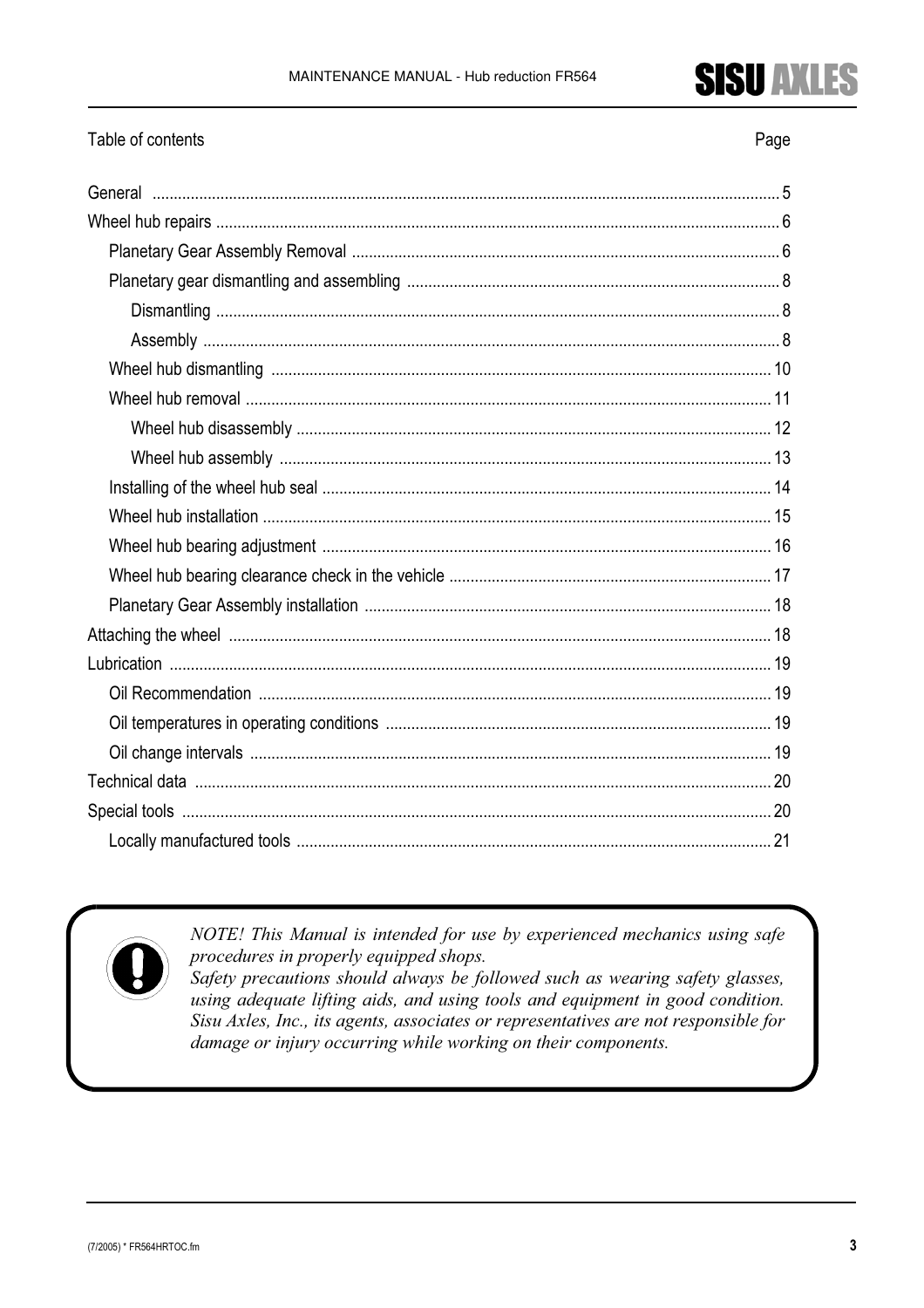Table of contents

| | Page |
|---|---|
| General | 5 |
| Wheel hub repairs | 6 |
| &nbsp;&nbsp;Planetary Gear Assembly Removal | 6 |
| &nbsp;&nbsp;Planetary gear dismantling and assembling | 8 |
| &nbsp;&nbsp;&nbsp;&nbsp;Dismantling | 8 |
| &nbsp;&nbsp;&nbsp;&nbsp;Assembly | 8 |
| &nbsp;&nbsp;Wheel hub dismantling | 10 |
| &nbsp;&nbsp;Wheel hub removal | 11 |
| &nbsp;&nbsp;&nbsp;&nbsp;Wheel hub disassembly | 12 |
| &nbsp;&nbsp;&nbsp;&nbsp;Wheel hub assembly | 13 |
| &nbsp;&nbsp;Installing of the wheel hub seal | 14 |
| &nbsp;&nbsp;Wheel hub installation | 15 |
| &nbsp;&nbsp;Wheel hub bearing adjustment | 16 |
| &nbsp;&nbsp;Wheel hub bearing clearance check in the vehicle | 17 |
| &nbsp;&nbsp;Planetary Gear Assembly installation | 18 |
| Attaching the wheel | 18 |
| Lubrication | 19 |
| &nbsp;&nbsp;Oil Recommendation | 19 |
| &nbsp;&nbsp;Oil temperatures in operating conditions | 19 |
| &nbsp;&nbsp;Oil change intervals | 19 |
| Technical data | 20 |
| Special tools | 20 |
| &nbsp;&nbsp;Locally manufactured tools | 21 |

*NOTE! This Manual is intended for use by experienced mechanics using safe procedures in properly equipped shops.*
*Safety precautions should always be followed such as wearing safety glasses, using adequate lifting aids, and using tools and equipment in good condition. Sisu Axles, Inc., its agents, associates or representatives are not responsible for damage or injury occurring while working on their components.*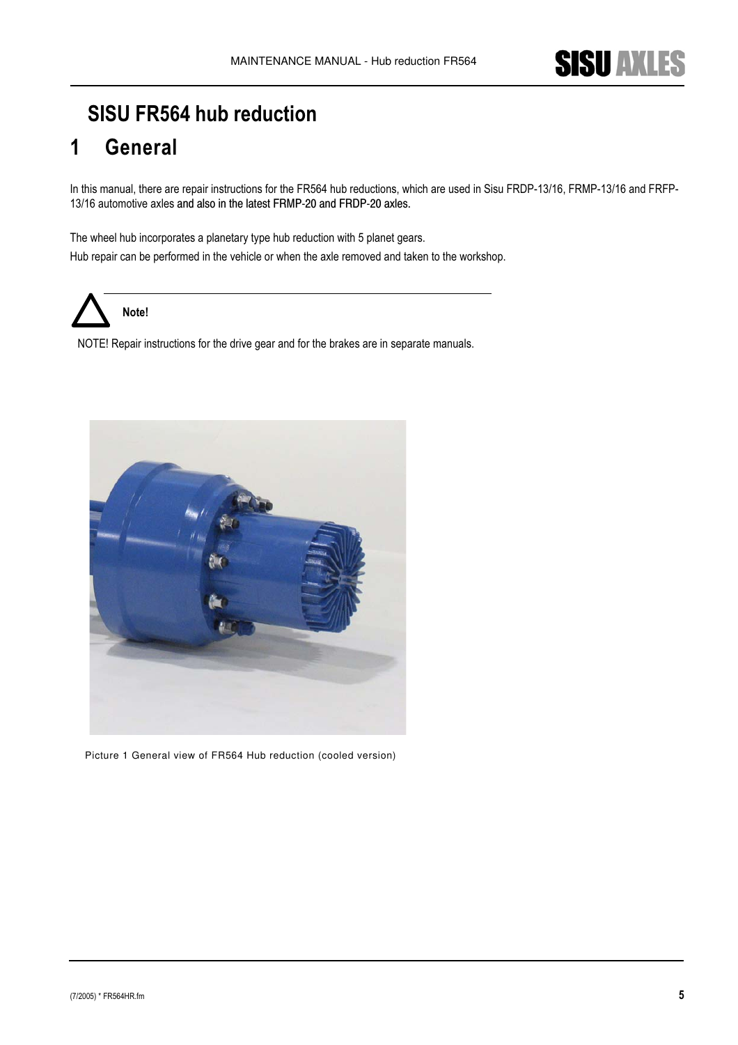# SISU FR564 hub reduction

# 1 General

In this manual, there are repair instructions for the FR564 hub reductions, which are used in Sisu FRDP-13/16, FRMP-13/16 and FRFP-13/16 automotive axles and also in the latest FRMP-20 and FRDP-20 axles.

The wheel hub incorporates a planetary type hub reduction with 5 planet gears.

Hub repair can be performed in the vehicle or when the axle removed and taken to the workshop.

**Note!**

NOTE! Repair instructions for the drive gear and for the brakes are in separate manuals.

Picture 1 General view of FR564 Hub reduction (cooled version)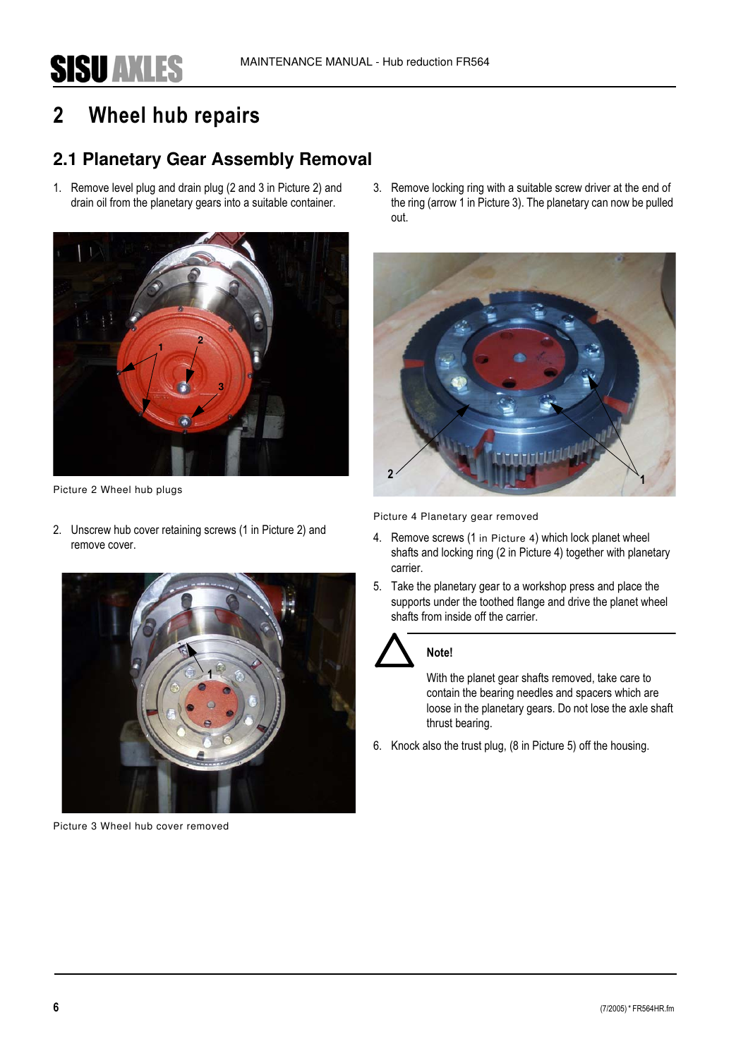# 2 Wheel hub repairs

## 2.1 Planetary Gear Assembly Removal

1. Remove level plug and drain plug (2 and 3 in Picture 2) and drain oil from the planetary gears into a suitable container.

Picture 2 Wheel hub plugs

2. Unscrew hub cover retaining screws (1 in Picture 2) and remove cover.

Picture 3 Wheel hub cover removed

3. Remove locking ring with a suitable screw driver at the end of the ring (arrow 1 in Picture 3). The planetary can now be pulled out.

Picture 4 Planetary gear removed

4. Remove screws (1 in Picture 4) which lock planet wheel shafts and locking ring (2 in Picture 4) together with planetary carrier.
5. Take the planetary gear to a workshop press and place the supports under the toothed flange and drive the planet wheel shafts from inside off the carrier.

**Note!**

With the planet gear shafts removed, take care to contain the bearing needles and spacers which are loose in the planetary gears. Do not lose the axle shaft thrust bearing.

6. Knock also the trust plug, (8 in Picture 5) off the housing.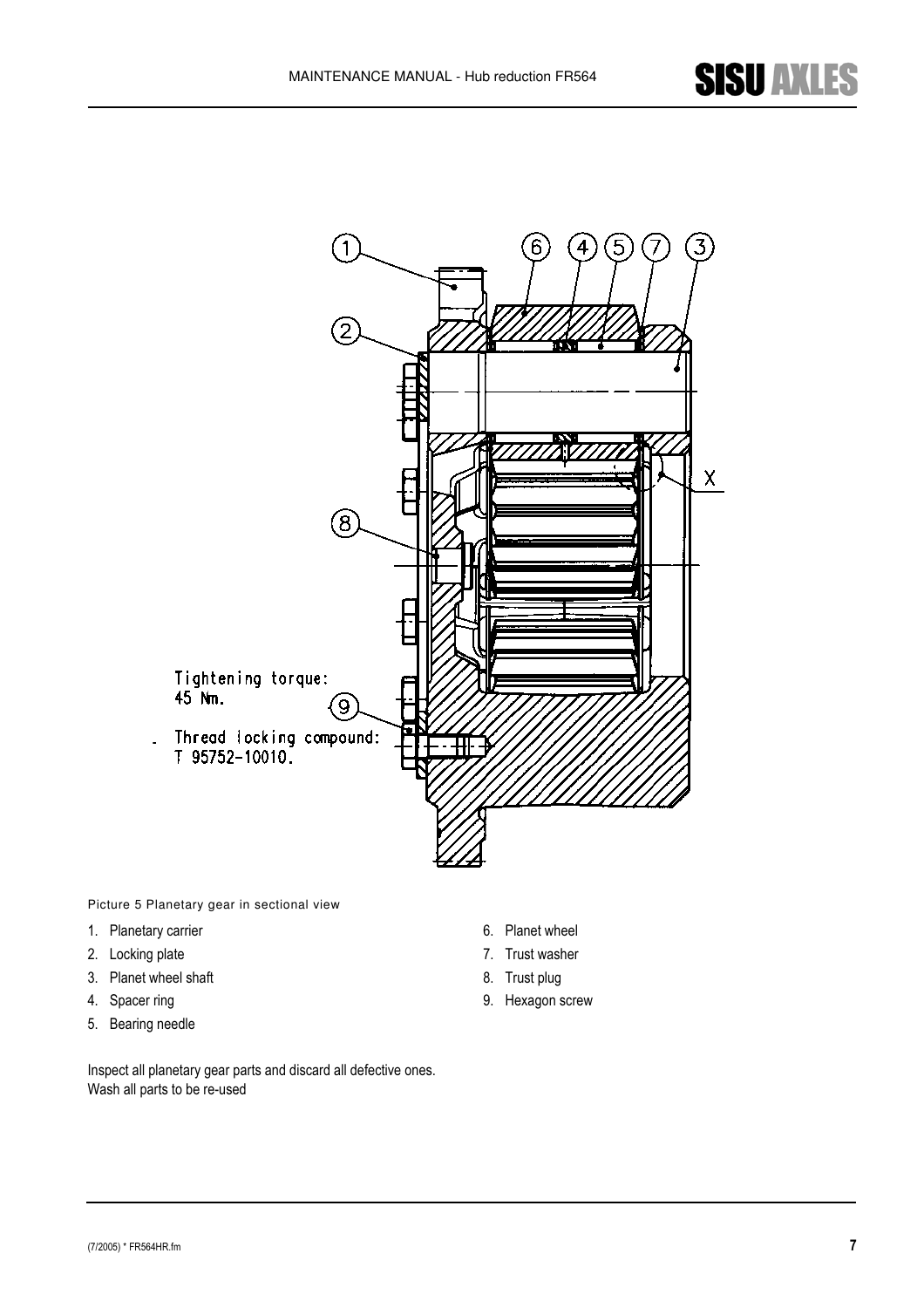Tightening torque:
45 Nm.

Thread locking compound:
T 95752-10010.

Picture 5 Planetary gear in sectional view

1. Planetary carrier
2. Locking plate
3. Planet wheel shaft
4. Spacer ring
5. Bearing needle
6. Planet wheel
7. Trust washer
8. Trust plug
9. Hexagon screw

Inspect all planetary gear parts and discard all defective ones.
Wash all parts to be re-used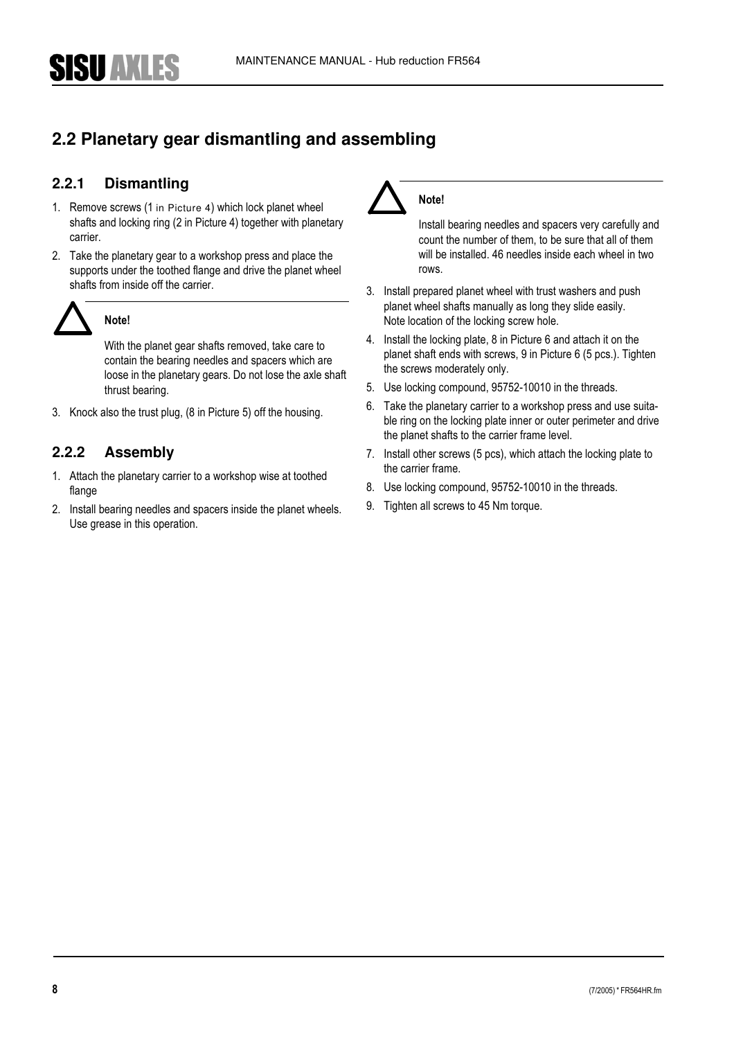## 2.2 Planetary gear dismantling and assembling

### 2.2.1 Dismantling

1. Remove screws (1 in Picture 4) which lock planet wheel shafts and locking ring (2 in Picture 4) together with planetary carrier.
2. Take the planetary gear to a workshop press and place the supports under the toothed flange and drive the planet wheel shafts from inside off the carrier.

> **Note!**
>
> With the planet gear shafts removed, take care to contain the bearing needles and spacers which are loose in the planetary gears. Do not lose the axle shaft thrust bearing.

3. Knock also the trust plug, (8 in Picture 5) off the housing.

### 2.2.2 Assembly

1. Attach the planetary carrier to a workshop wise at toothed flange
2. Install bearing needles and spacers inside the planet wheels. Use grease in this operation.

> **Note!**
>
> Install bearing needles and spacers very carefully and count the number of them, to be sure that all of them will be installed. 46 needles inside each wheel in two rows.

3. Install prepared planet wheel with trust washers and push planet wheel shafts manually as long they slide easily. Note location of the locking screw hole.
4. Install the locking plate, 8 in Picture 6 and attach it on the planet shaft ends with screws, 9 in Picture 6 (5 pcs.). Tighten the screws moderately only.
5. Use locking compound, 95752-10010 in the threads.
6. Take the planetary carrier to a workshop press and use suitable ring on the locking plate inner or outer perimeter and drive the planet shafts to the carrier frame level.
7. Install other screws (5 pcs), which attach the locking plate to the carrier frame.
8. Use locking compound, 95752-10010 in the threads.
9. Tighten all screws to 45 Nm torque.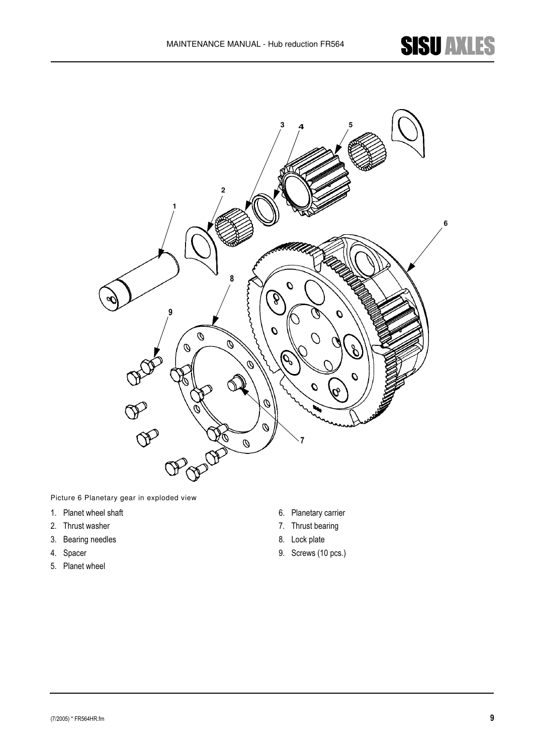Picture 6 Planetary gear in exploded view

1. Planet wheel shaft
2. Thrust washer
3. Bearing needles
4. Spacer
5. Planet wheel
6. Planetary carrier
7. Thrust bearing
8. Lock plate
9. Screws (10 pcs.)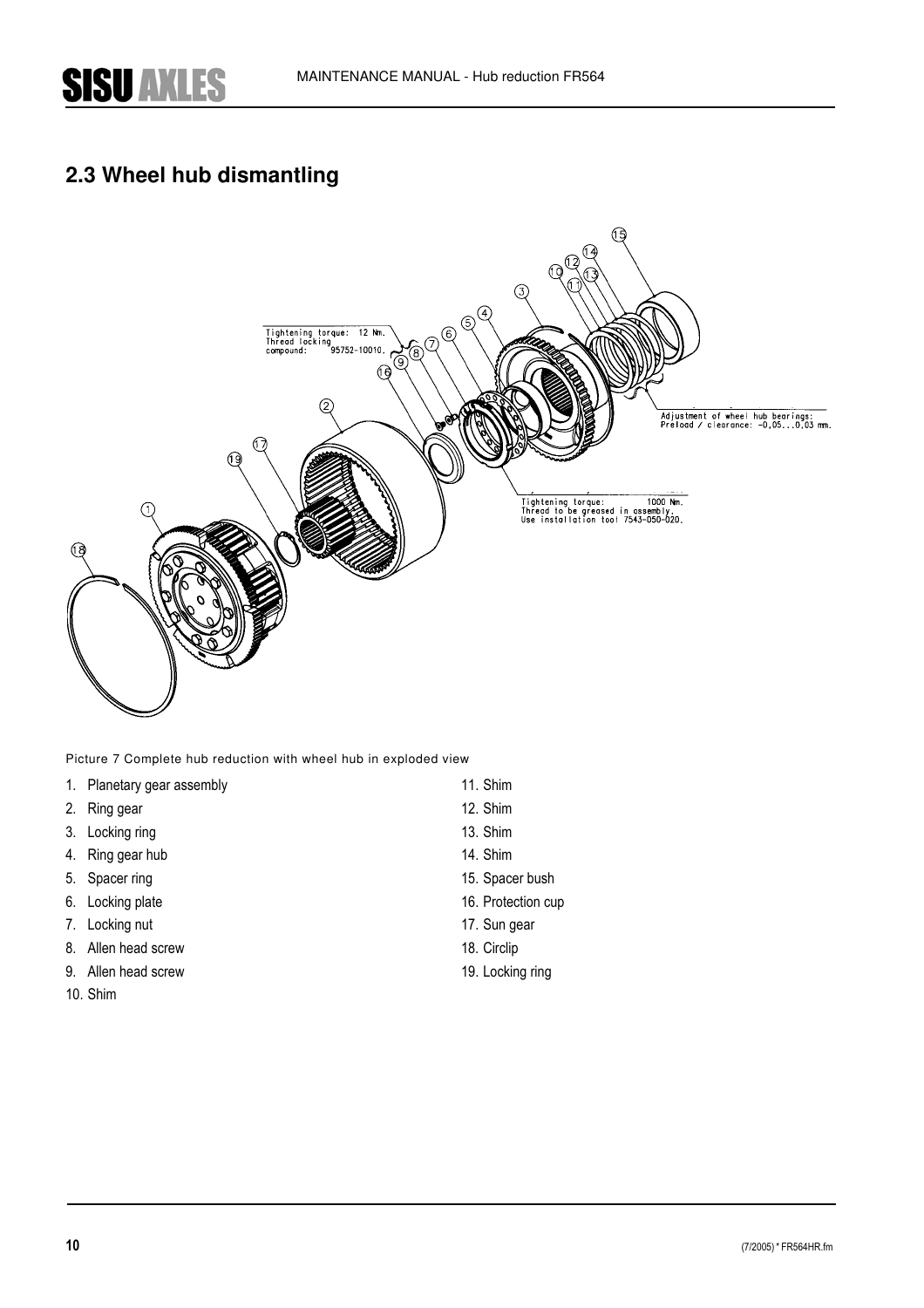## 2.3 Wheel hub dismantling

Picture 7 Complete hub reduction with wheel hub in exploded view

1. Planetary gear assembly
2. Ring gear
3. Locking ring
4. Ring gear hub
5. Spacer ring
6. Locking plate
7. Locking nut
8. Allen head screw
9. Allen head screw
10. Shim
11. Shim
12. Shim
13. Shim
14. Shim
15. Spacer bush
16. Protection cup
17. Sun gear
18. Circlip
19. Locking ring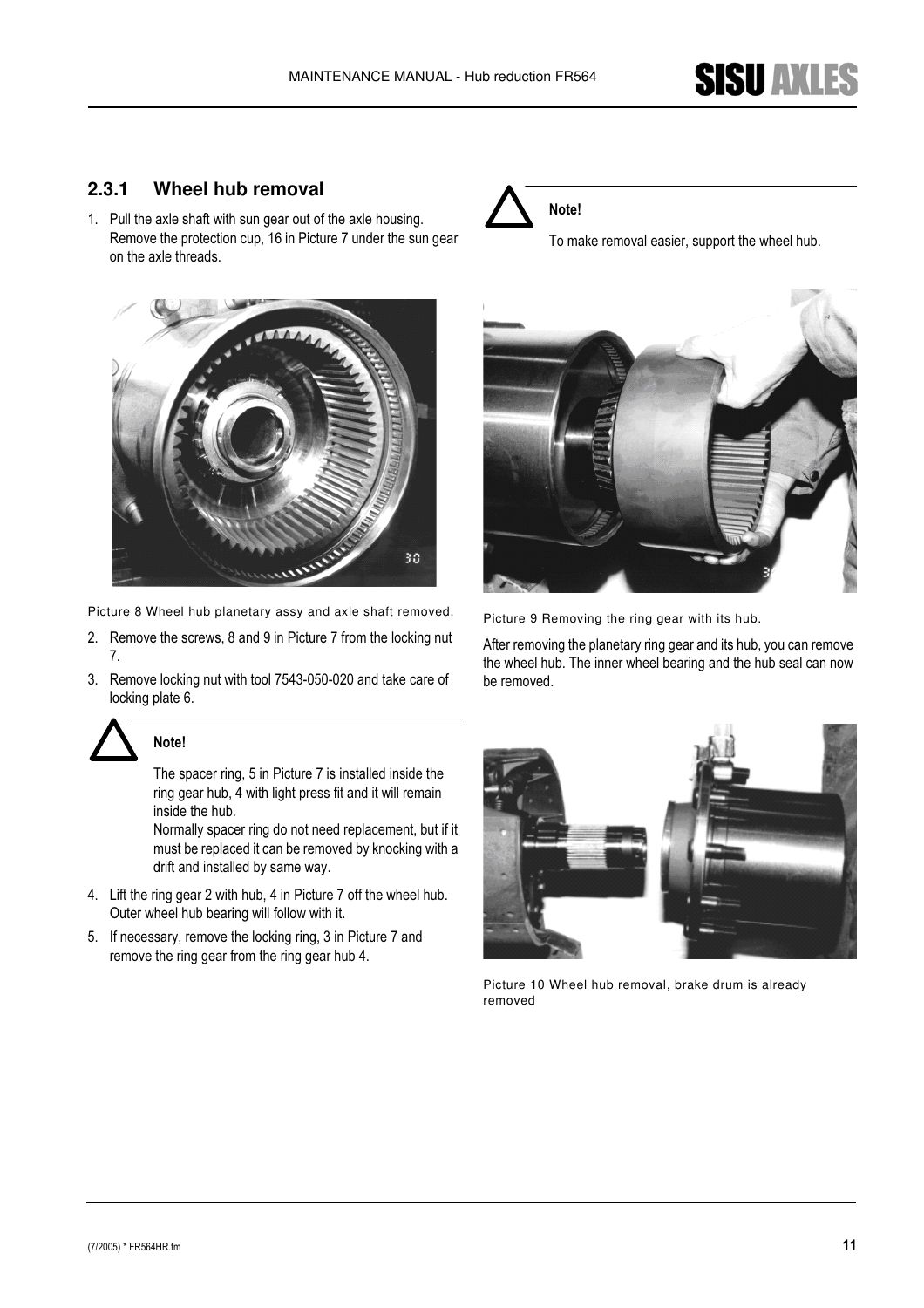## 2.3.1 Wheel hub removal

1. Pull the axle shaft with sun gear out of the axle housing. Remove the protection cup, 16 in Picture 7 under the sun gear on the axle threads.

Picture 8 Wheel hub planetary assy and axle shaft removed.

2. Remove the screws, 8 and 9 in Picture 7 from the locking nut 7.
3. Remove locking nut with tool 7543-050-020 and take care of locking plate 6.

> **Note!**
>
> The spacer ring, 5 in Picture 7 is installed inside the ring gear hub, 4 with light press fit and it will remain inside the hub.
> Normally spacer ring do not need replacement, but if it must be replaced it can be removed by knocking with a drift and installed by same way.

4. Lift the ring gear 2 with hub, 4 in Picture 7 off the wheel hub. Outer wheel hub bearing will follow with it.
5. If necessary, remove the locking ring, 3 in Picture 7 and remove the ring gear from the ring gear hub 4.

> **Note!**
>
> To make removal easier, support the wheel hub.

Picture 9 Removing the ring gear with its hub.

After removing the planetary ring gear and its hub, you can remove the wheel hub. The inner wheel bearing and the hub seal can now be removed.

Picture 10 Wheel hub removal, brake drum is already removed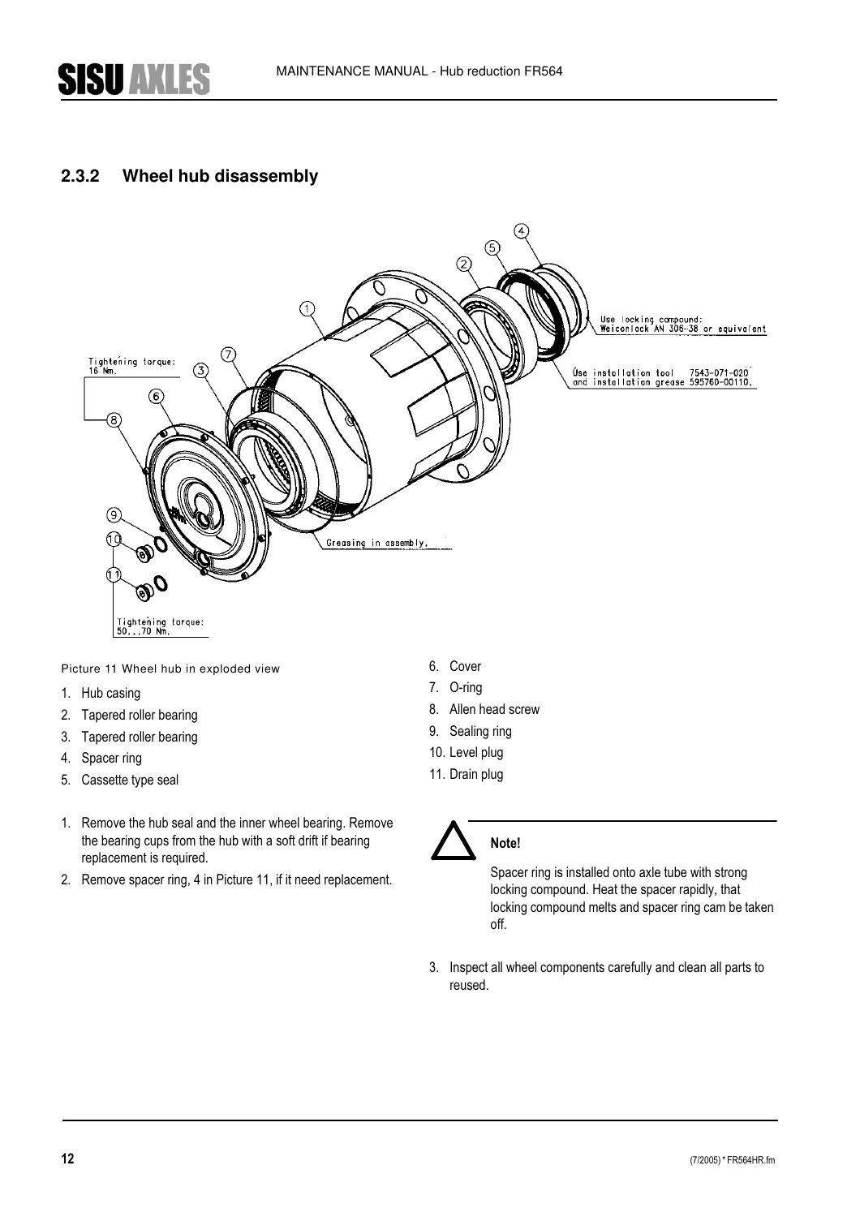## 2.3.2 Wheel hub disassembly

Picture 11 Wheel hub in exploded view

1. Hub casing
2. Tapered roller bearing
3. Tapered roller bearing
4. Spacer ring
5. Cassette type seal
6. Cover
7. O-ring
8. Allen head screw
9. Sealing ring
10. Level plug
11. Drain plug

1. Remove the hub seal and the inner wheel bearing. Remove the bearing cups from the hub with a soft drift if bearing replacement is required.
2. Remove spacer ring, 4 in Picture 11, if it need replacement.

**Note!**

Spacer ring is installed onto axle tube with strong locking compound. Heat the spacer rapidly, that locking compound melts and spacer ring cam be taken off.

3. Inspect all wheel components carefully and clean all parts to reused.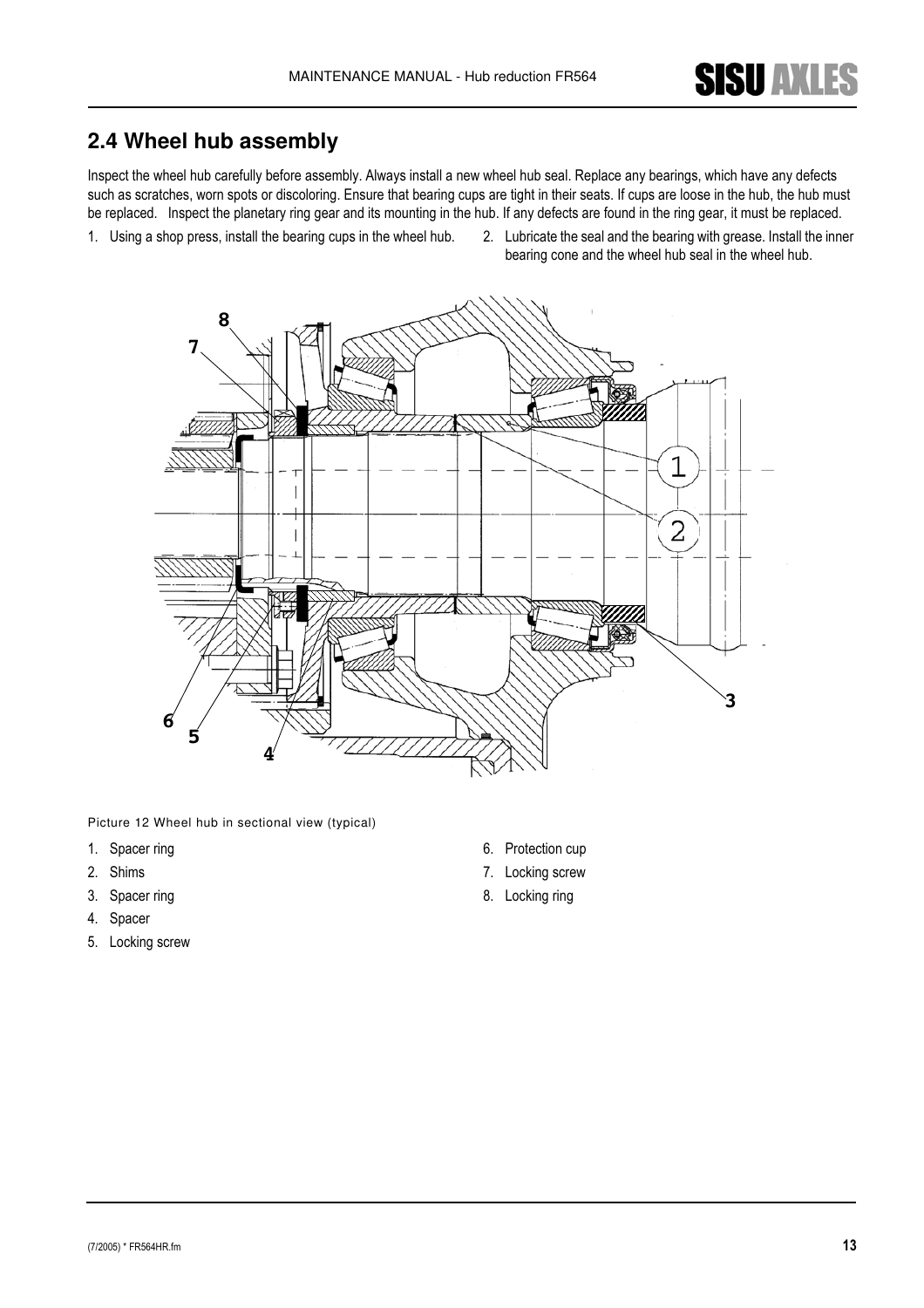## 2.4 Wheel hub assembly

Inspect the wheel hub carefully before assembly. Always install a new wheel hub seal. Replace any bearings, which have any defects such as scratches, worn spots or discoloring. Ensure that bearing cups are tight in their seats. If cups are loose in the hub, the hub must be replaced. Inspect the planetary ring gear and its mounting in the hub. If any defects are found in the ring gear, it must be replaced.

1. Using a shop press, install the bearing cups in the wheel hub.
2. Lubricate the seal and the bearing with grease. Install the inner bearing cone and the wheel hub seal in the wheel hub.

Picture 12 Wheel hub in sectional view (typical)

1. Spacer ring
2. Shims
3. Spacer ring
4. Spacer
5. Locking screw
6. Protection cup
7. Locking screw
8. Locking ring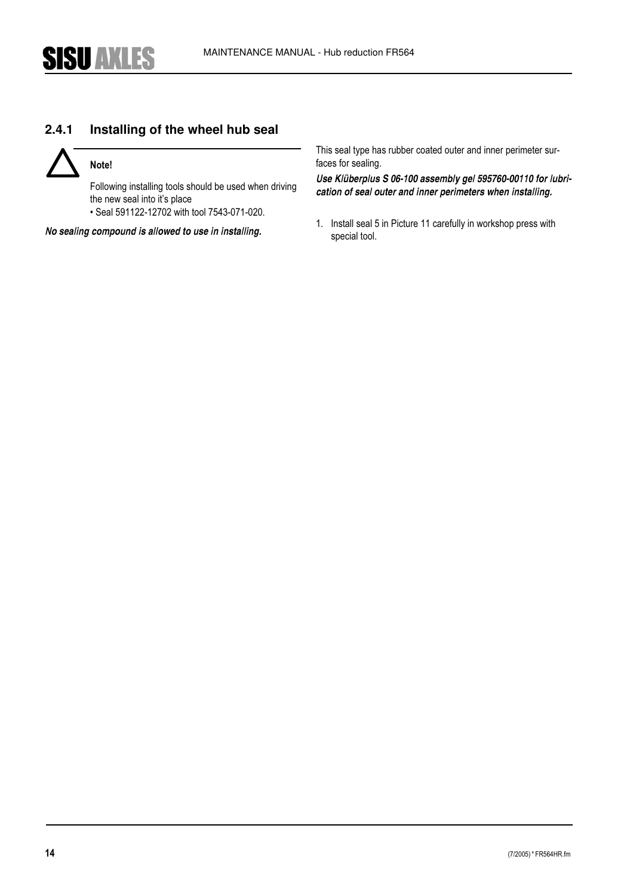### 2.4.1 Installing of the wheel hub seal

**Note!**

Following installing tools should be used when driving the new seal into it's place

- Seal 591122-12702 with tool 7543-071-020.

***No sealing compound is allowed to use in installing.***

This seal type has rubber coated outer and inner perimeter surfaces for sealing.

***Use Klüberplus S 06-100 assembly gel 595760-00110 for lubrication of seal outer and inner perimeters when installing.***

1. Install seal 5 in Picture 11 carefully in workshop press with special tool.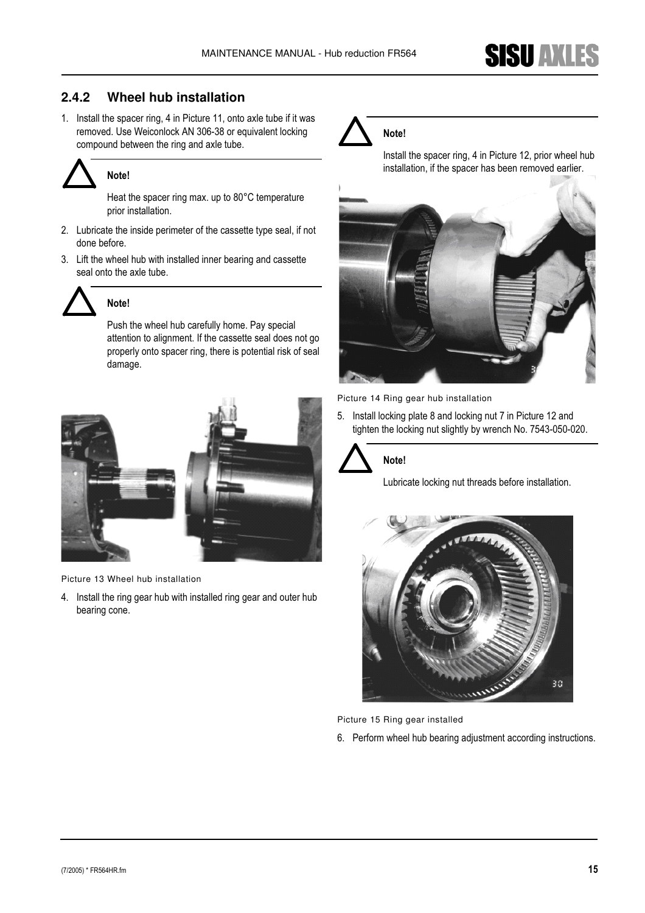### 2.4.2 Wheel hub installation

1. Install the spacer ring, 4 in Picture 11, onto axle tube if it was removed. Use Weiconlock AN 306-38 or equivalent locking compound between the ring and axle tube.

> **Note!**
>
> Heat the spacer ring max. up to 80°C temperature prior installation.

2. Lubricate the inside perimeter of the cassette type seal, if not done before.
3. Lift the wheel hub with installed inner bearing and cassette seal onto the axle tube.

> **Note!**
>
> Push the wheel hub carefully home. Pay special attention to alignment. If the cassette seal does not go properly onto spacer ring, there is potential risk of seal damage.

Picture 13 Wheel hub installation

4. Install the ring gear hub with installed ring gear and outer hub bearing cone.

> **Note!**
>
> Install the spacer ring, 4 in Picture 12, prior wheel hub installation, if the spacer has been removed earlier.

Picture 14 Ring gear hub installation

5. Install locking plate 8 and locking nut 7 in Picture 12 and tighten the locking nut slightly by wrench No. 7543-050-020.

> **Note!**
>
> Lubricate locking nut threads before installation.

Picture 15 Ring gear installed

6. Perform wheel hub bearing adjustment according instructions.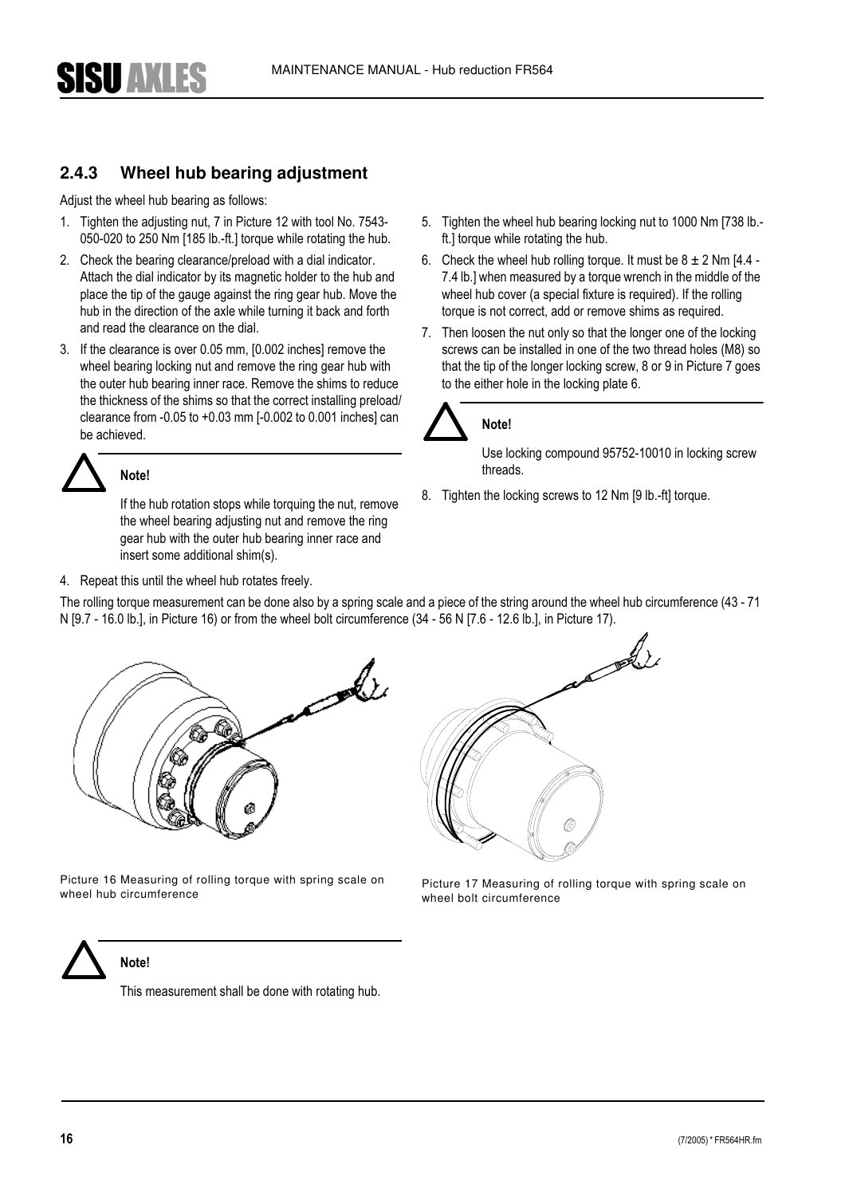### 2.4.3 Wheel hub bearing adjustment

Adjust the wheel hub bearing as follows:

1. Tighten the adjusting nut, 7 in Picture 12 with tool No. 7543-050-020 to 250 Nm [185 lb.-ft.] torque while rotating the hub.
2. Check the bearing clearance/preload with a dial indicator. Attach the dial indicator by its magnetic holder to the hub and place the tip of the gauge against the ring gear hub. Move the hub in the direction of the axle while turning it back and forth and read the clearance on the dial.
3. If the clearance is over 0.05 mm, [0.002 inches] remove the wheel bearing locking nut and remove the ring gear hub with the outer hub bearing inner race. Remove the shims to reduce the thickness of the shims so that the correct installing preload/ clearance from -0.05 to +0.03 mm [-0.002 to 0.001 inches] can be achieved.

> **Note!**
>
> If the hub rotation stops while torquing the nut, remove the wheel bearing adjusting nut and remove the ring gear hub with the outer hub bearing inner race and insert some additional shim(s).

4. Repeat this until the wheel hub rotates freely.
5. Tighten the wheel hub bearing locking nut to 1000 Nm [738 lb.-ft.] torque while rotating the hub.
6. Check the wheel hub rolling torque. It must be 8 ± 2 Nm [4.4 - 7.4 lb.] when measured by a torque wrench in the middle of the wheel hub cover (a special fixture is required). If the rolling torque is not correct, add or remove shims as required.
7. Then loosen the nut only so that the longer one of the locking screws can be installed in one of the two thread holes (M8) so that the tip of the longer locking screw, 8 or 9 in Picture 7 goes to the either hole in the locking plate 6.

> **Note!**
>
> Use locking compound 95752-10010 in locking screw threads.

8. Tighten the locking screws to 12 Nm [9 lb.-ft] torque.

The rolling torque measurement can be done also by a spring scale and a piece of the string around the wheel hub circumference (43 - 71 N [9.7 - 16.0 lb.], in Picture 16) or from the wheel bolt circumference (34 - 56 N [7.6 - 12.6 lb.], in Picture 17).

Picture 16 Measuring of rolling torque with spring scale on wheel hub circumference

Picture 17 Measuring of rolling torque with spring scale on wheel bolt circumference

> **Note!**
>
> This measurement shall be done with rotating hub.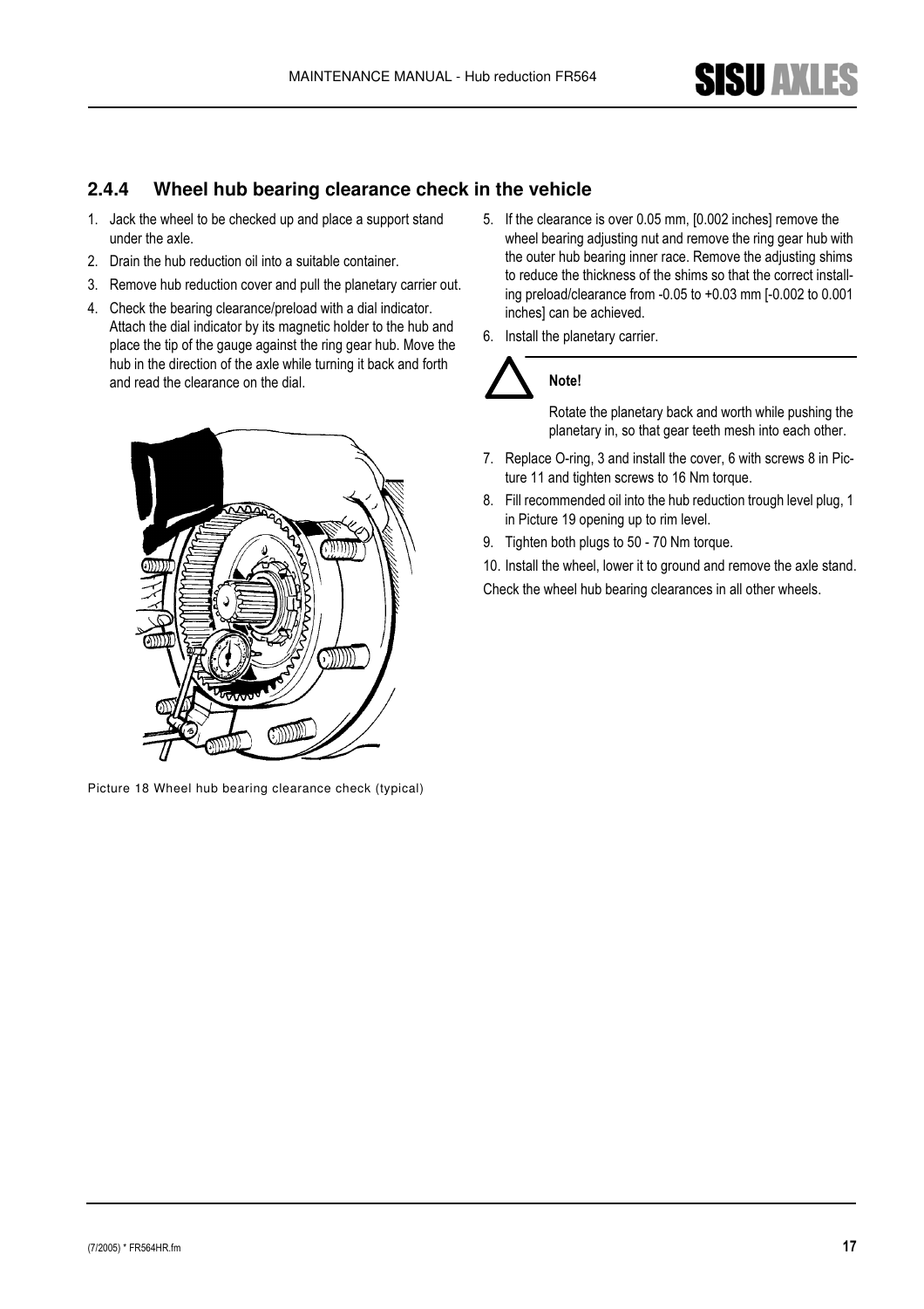## 2.4.4 Wheel hub bearing clearance check in the vehicle

1. Jack the wheel to be checked up and place a support stand under the axle.
2. Drain the hub reduction oil into a suitable container.
3. Remove hub reduction cover and pull the planetary carrier out.
4. Check the bearing clearance/preload with a dial indicator. Attach the dial indicator by its magnetic holder to the hub and place the tip of the gauge against the ring gear hub. Move the hub in the direction of the axle while turning it back and forth and read the clearance on the dial.

Picture 18 Wheel hub bearing clearance check (typical)

5. If the clearance is over 0.05 mm, [0.002 inches] remove the wheel bearing adjusting nut and remove the ring gear hub with the outer hub bearing inner race. Remove the adjusting shims to reduce the thickness of the shims so that the correct installing preload/clearance from -0.05 to +0.03 mm [-0.002 to 0.001 inches] can be achieved.
6. Install the planetary carrier.

**Note!**

Rotate the planetary back and worth while pushing the planetary in, so that gear teeth mesh into each other.

7. Replace O-ring, 3 and install the cover, 6 with screws 8 in Picture 11 and tighten screws to 16 Nm torque.
8. Fill recommended oil into the hub reduction trough level plug, 1 in Picture 19 opening up to rim level.
9. Tighten both plugs to 50 - 70 Nm torque.
10. Install the wheel, lower it to ground and remove the axle stand.

Check the wheel hub bearing clearances in all other wheels.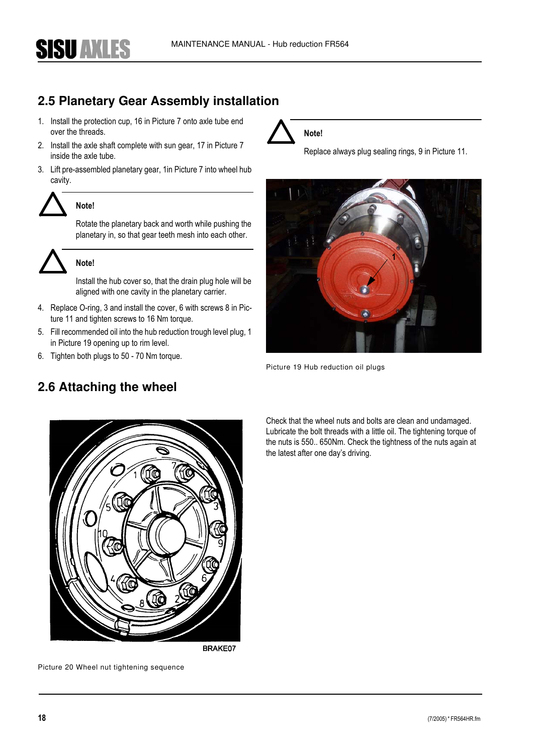## 2.5 Planetary Gear Assembly installation

1. Install the protection cup, 16 in Picture 7 onto axle tube end over the threads.
2. Install the axle shaft complete with sun gear, 17 in Picture 7 inside the axle tube.
3. Lift pre-assembled planetary gear, 1in Picture 7 into wheel hub cavity.

**Note!**

Rotate the planetary back and worth while pushing the planetary in, so that gear teeth mesh into each other.

**Note!**

Install the hub cover so, that the drain plug hole will be aligned with one cavity in the planetary carrier.

4. Replace O-ring, 3 and install the cover, 6 with screws 8 in Picture 11 and tighten screws to 16 Nm torque.
5. Fill recommended oil into the hub reduction trough level plug, 1 in Picture 19 opening up to rim level.
6. Tighten both plugs to 50 - 70 Nm torque.

**Note!**

Replace always plug sealing rings, 9 in Picture 11.

Picture 19 Hub reduction oil plugs

## 2.6 Attaching the wheel

Picture 20 Wheel nut tightening sequence

Check that the wheel nuts and bolts are clean and undamaged. Lubricate the bolt threads with a little oil. The tightening torque of the nuts is 550.. 650Nm. Check the tightness of the nuts again at the latest after one day's driving.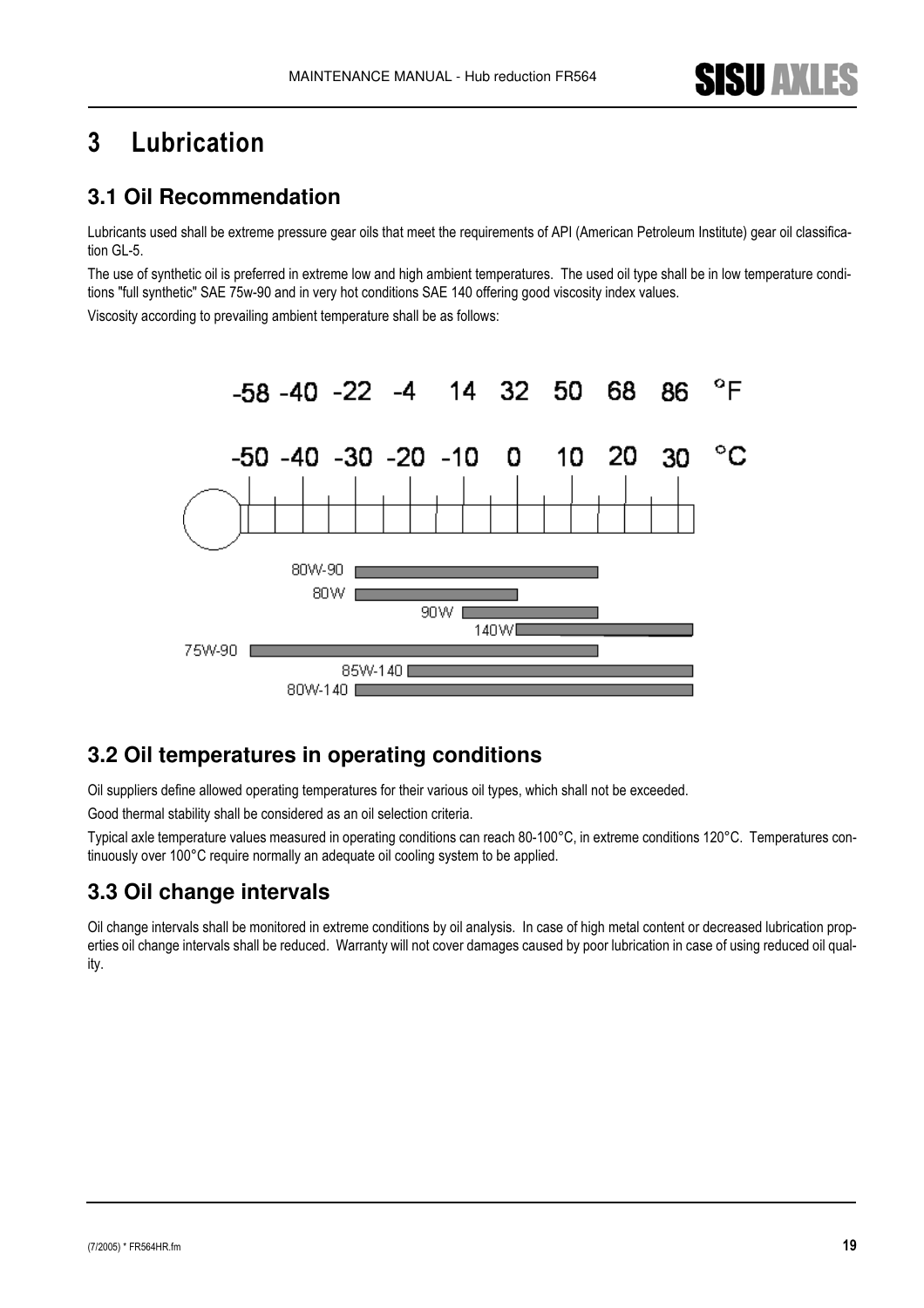# 3 Lubrication

## 3.1 Oil Recommendation

Lubricants used shall be extreme pressure gear oils that meet the requirements of API (American Petroleum Institute) gear oil classification GL-5.

The use of synthetic oil is preferred in extreme low and high ambient temperatures. The used oil type shall be in low temperature conditions "full synthetic" SAE 75w-90 and in very hot conditions SAE 140 offering good viscosity index values.

Viscosity according to prevailing ambient temperature shall be as follows:

| °F | -58 | -40 | -22 | -4 | 14 | 32 | 50 | 68 | 86 |
|---|---|---|---|---|---|---|---|---|---|
| °C | -50 | -40 | -30 | -20 | -10 | 0 | 10 | 20 | 30 |

| Oil | Temperature range (approx.) |
|---|---|
| 80W-90 | -30 °C ... 15 °C |
| 80W | -30 °C ... 0 °C |
| 90W | -10 °C ... 15 °C |
| 140W | 0 °C ... 33 °C |
| 75W-90 | -50 °C ... 15 °C |
| 85W-140 | -20 °C ... 33 °C |
| 80W-140 | -30 °C ... 33 °C |

## 3.2 Oil temperatures in operating conditions

Oil suppliers define allowed operating temperatures for their various oil types, which shall not be exceeded.

Good thermal stability shall be considered as an oil selection criteria.

Typical axle temperature values measured in operating conditions can reach 80-100°C, in extreme conditions 120°C. Temperatures continuously over 100°C require normally an adequate oil cooling system to be applied.

## 3.3 Oil change intervals

Oil change intervals shall be monitored in extreme conditions by oil analysis. In case of high metal content or decreased lubrication properties oil change intervals shall be reduced. Warranty will not cover damages caused by poor lubrication in case of using reduced oil quality.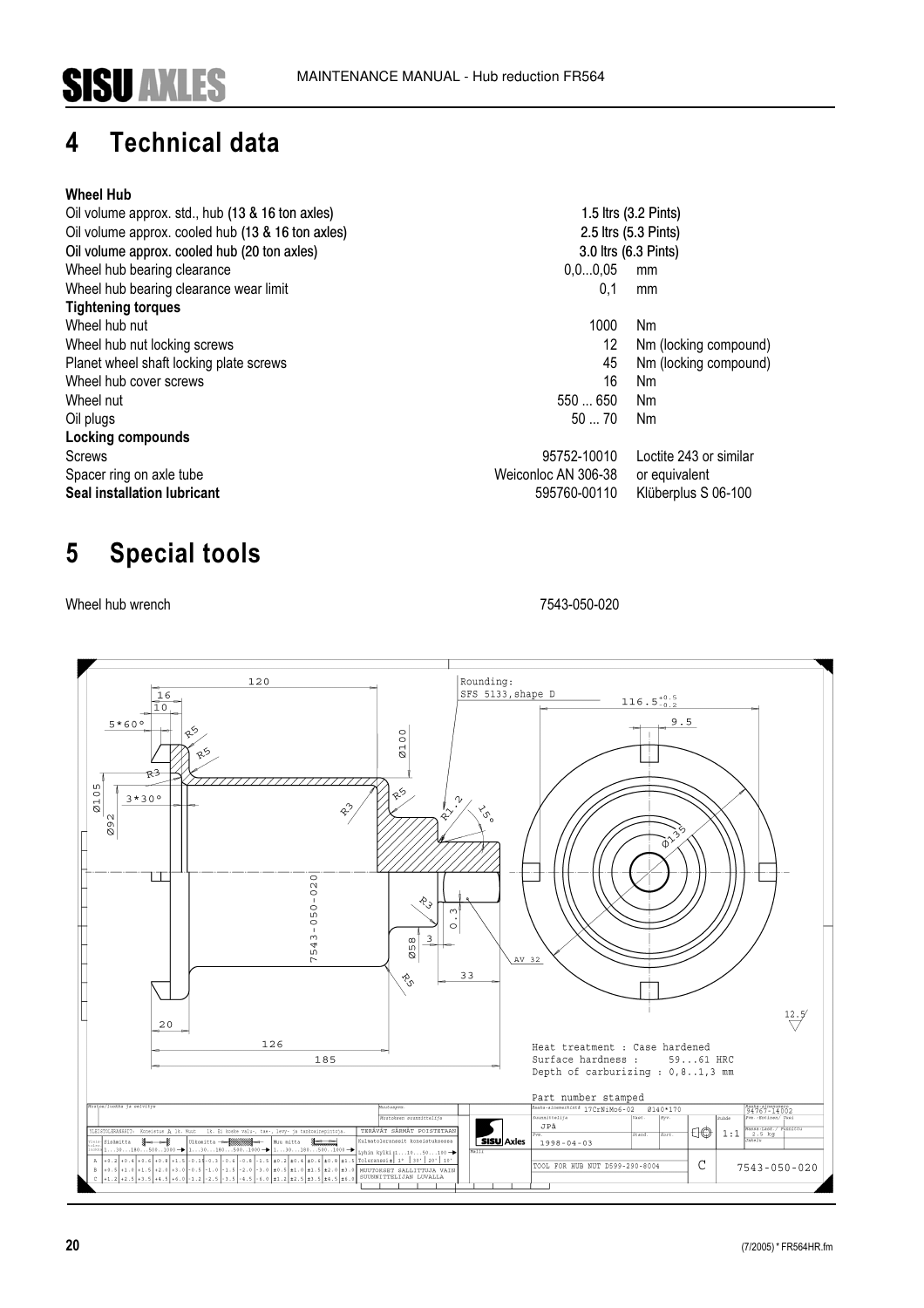# 4 Technical data

**Wheel Hub**

| | | |
|---|---|---|
| Oil volume approx. std., hub (13 & 16 ton axles) | 1.5 ltrs (3.2 Pints) | |
| Oil volume approx. cooled hub (13 & 16 ton axles) | 2.5 ltrs (5.3 Pints) | |
| **Oil volume approx. cooled hub (20 ton axles)** | **3.0 ltrs (6.3 Pints)** | |
| Wheel hub bearing clearance | 0,0...0,05 | mm |
| Wheel hub bearing clearance wear limit | 0,1 | mm |
| **Tightening torques** | | |
| Wheel hub nut | 1000 | Nm |
| Wheel hub nut locking screws | 12 | Nm (locking compound) |
| Planet wheel shaft locking plate screws | 45 | Nm (locking compound) |
| Wheel hub cover screws | 16 | Nm |
| Wheel nut | 550 ... 650 | Nm |
| Oil plugs | 50 ... 70 | Nm |
| **Locking compounds** | | |
| Screws | 95752-10010 | Loctite 243 or similar |
| Spacer ring on axle tube | Weiconloc AN 306-38 | or equivalent |
| **Seal installation lubricant** | 595760-00110 | Klüberplus S 06-100 |

# 5 Special tools

Wheel hub wrench 7543-050-020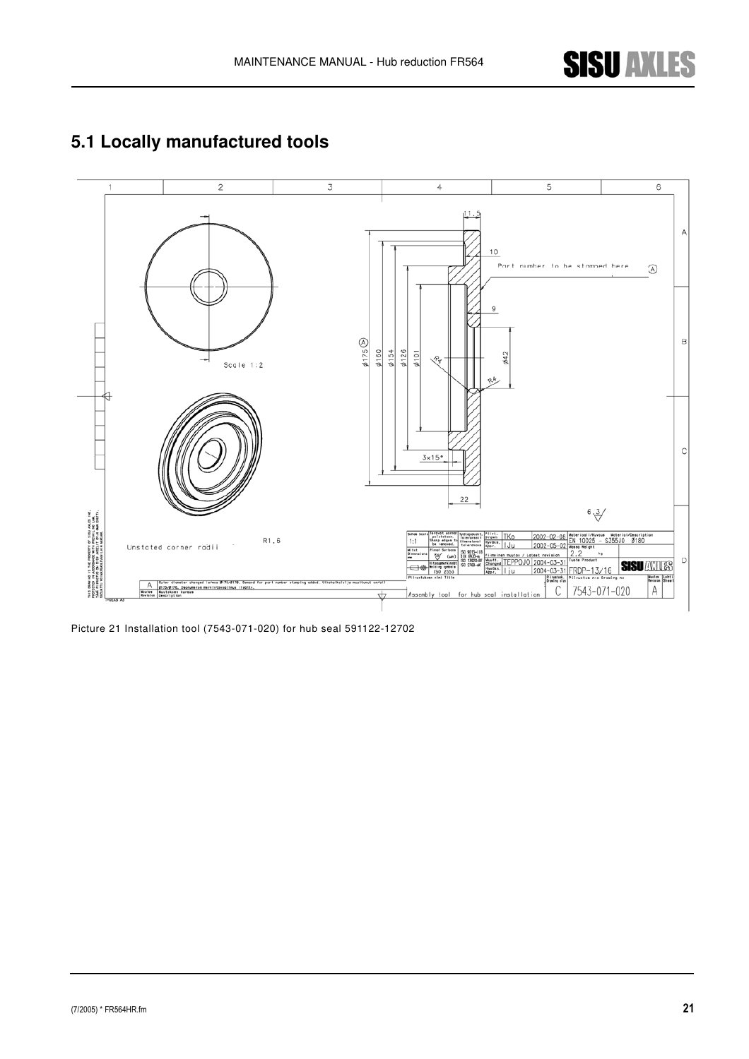## 5.1 Locally manufactured tools

Picture 21 Installation tool (7543-071-020) for hub seal 591122-12702